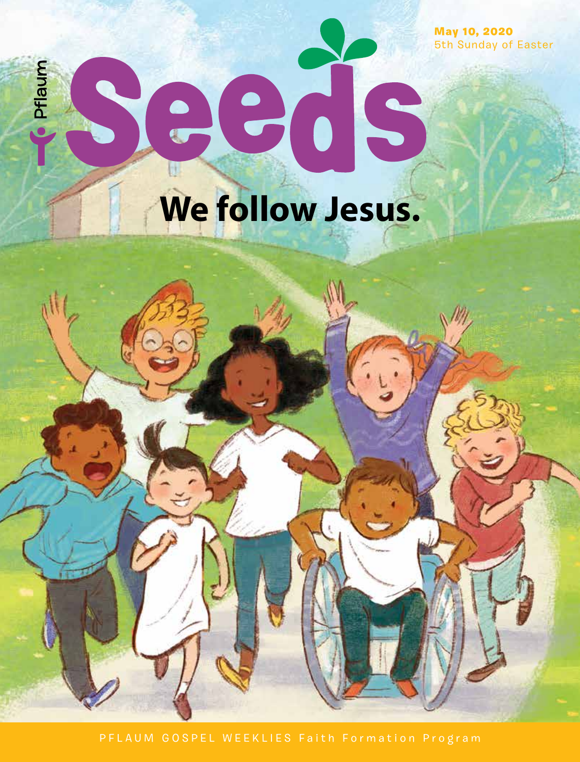Pflaum

# Seeds

**May 10, 2020**
5th Sunday of Easter

## We follow Jesus.

PFLAUM GOSPEL WEEKLIES Faith Formation Program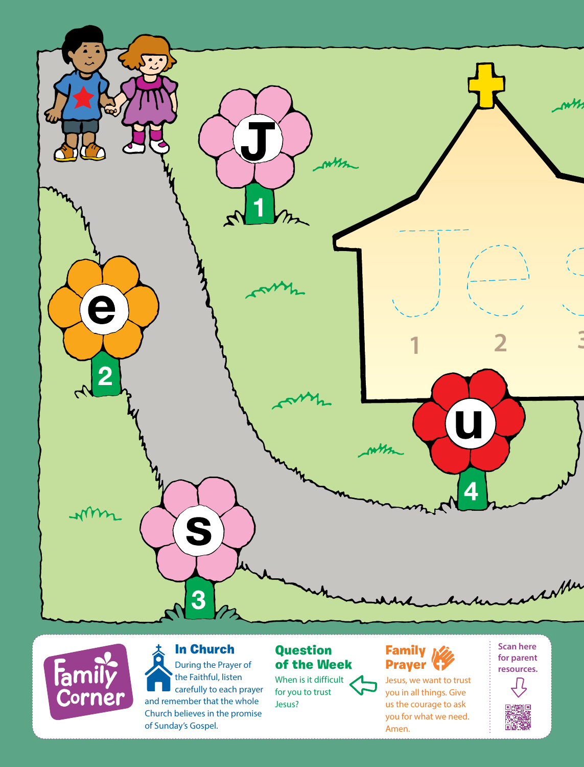J
1

e
2

s
3

u
4

1 2 3

## Family Corner

### In Church

During the Prayer of the Faithful, listen carefully to each prayer and remember that the whole Church believes in the promise of Sunday's Gospel.

### Question of the Week

When is it difficult for you to trust Jesus?

### Family Prayer

Jesus, we want to trust you in all things. Give us the courage to ask you for what we need. Amen.

Scan here for parent resources.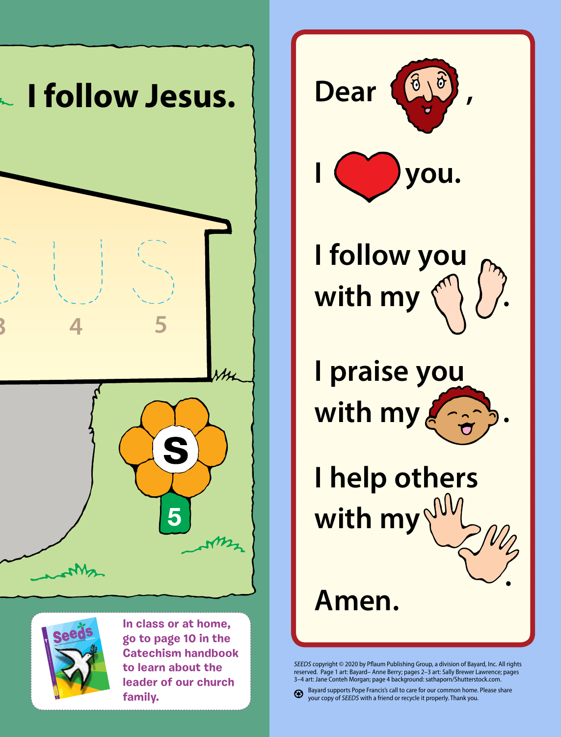# I follow Jesus.

S U S

3 4 5

S

5

In class or at home, go to page 10 in the Catechism handbook to learn about the leader of our church family.

Dear ,

I you.

I follow you with my .

I praise you with my .

I help others with my .

Amen.

*SEEDS* copyright © 2020 by Pflaum Publishing Group, a division of Bayard, Inc. All rights reserved. Page 1 art: Bayard– Anne Berry; pages 2–3 art: Sally Brewer Lawrence; pages 3–4 art: Jane Conteh Morgan; page 4 background: sathaporn/Shutterstock.com.

Bayard supports Pope Francis's call to care for our common home. Please share your copy of *SEEDS* with a friend or recycle it properly. Thank you.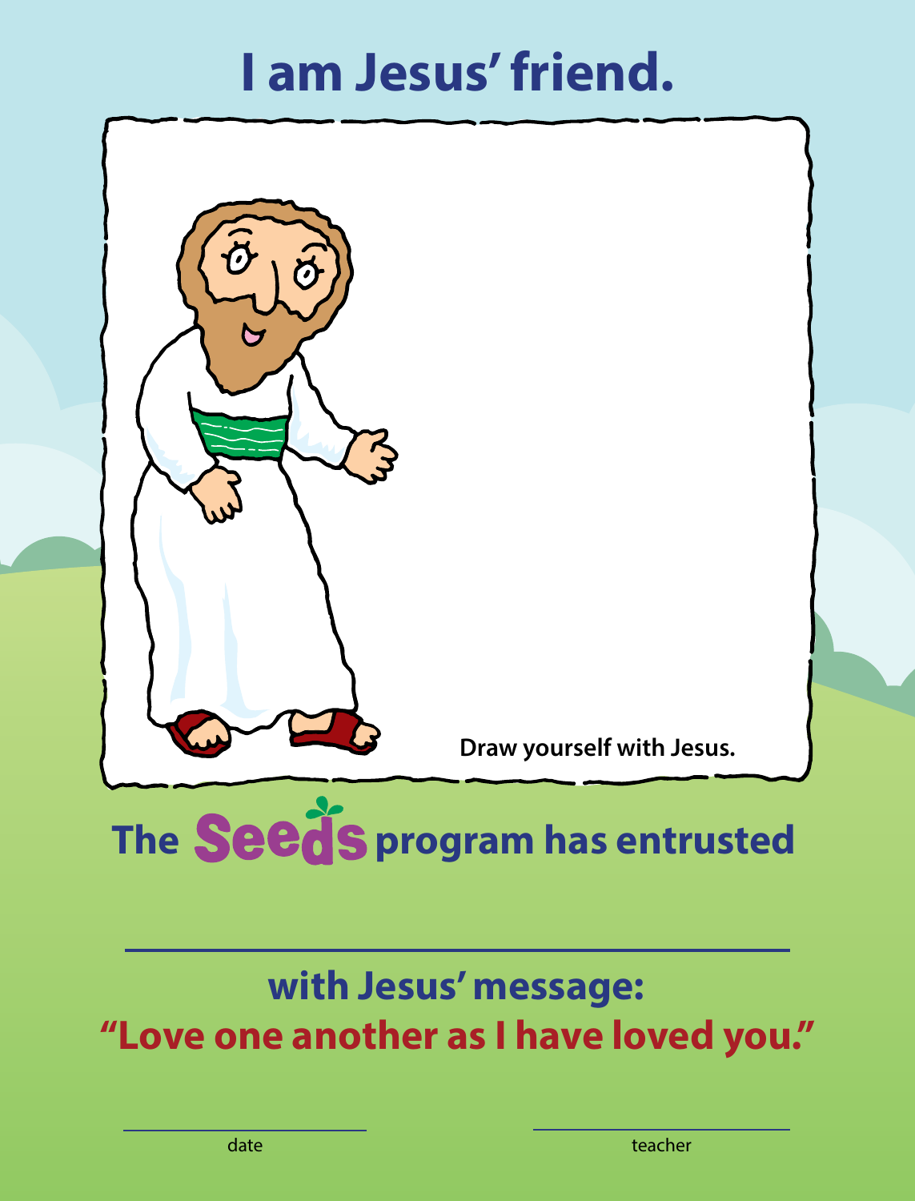# I am Jesus' friend.

Draw yourself with Jesus.

The Seeds program has entrusted

\_\_\_\_\_\_\_\_\_\_\_\_\_\_\_\_\_\_\_\_\_\_\_\_\_\_\_\_\_\_\_\_\_\_\_\_\_\_\_\_

with Jesus' message:

**"Love one another as I have loved you."**

\_\_\_\_\_\_\_\_\_\_\_\_\_\_\_\_\_\_\_\_ date

\_\_\_\_\_\_\_\_\_\_\_\_\_\_\_\_\_\_\_\_ teacher